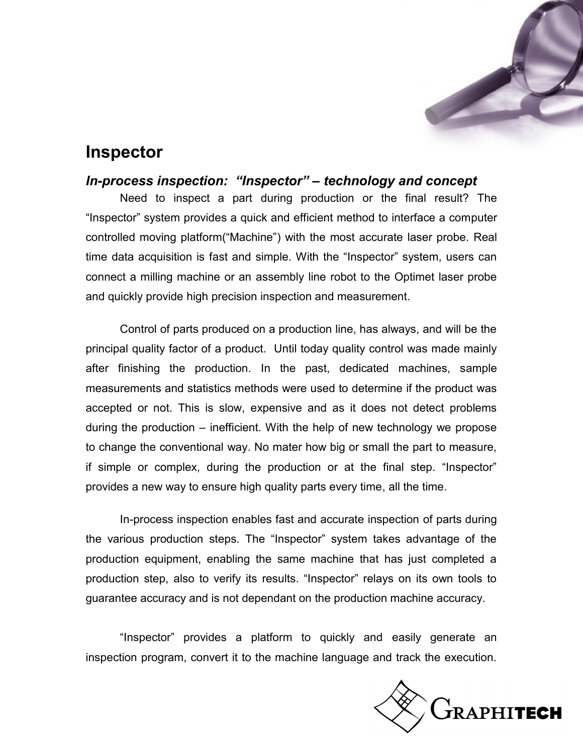# Inspector

## *In-process inspection: "Inspector" – technology and concept*

Need to inspect a part during production or the final result? The "Inspector" system provides a quick and efficient method to interface a computer controlled moving platform("Machine") with the most accurate laser probe. Real time data acquisition is fast and simple. With the "Inspector" system, users can connect a milling machine or an assembly line robot to the Optimet laser probe and quickly provide high precision inspection and measurement.

Control of parts produced on a production line, has always, and will be the principal quality factor of a product. Until today quality control was made mainly after finishing the production. In the past, dedicated machines, sample measurements and statistics methods were used to determine if the product was accepted or not. This is slow, expensive and as it does not detect problems during the production – inefficient. With the help of new technology we propose to change the conventional way. No mater how big or small the part to measure, if simple or complex, during the production or at the final step. "Inspector" provides a new way to ensure high quality parts every time, all the time.

In-process inspection enables fast and accurate inspection of parts during the various production steps. The "Inspector" system takes advantage of the production equipment, enabling the same machine that has just completed a production step, also to verify its results. "Inspector" relays on its own tools to guarantee accuracy and is not dependant on the production machine accuracy.

"Inspector" provides a platform to quickly and easily generate an inspection program, convert it to the machine language and track the execution.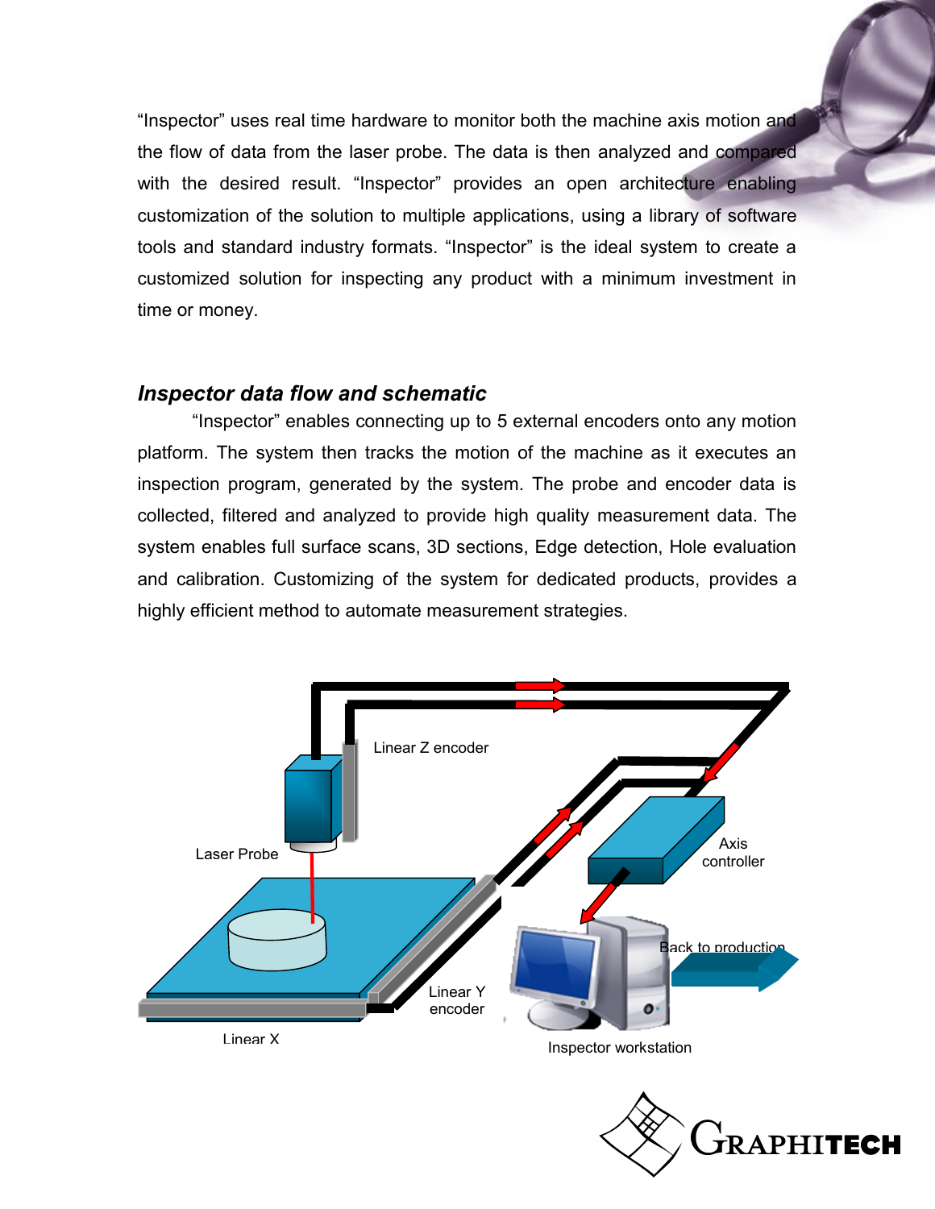"Inspector" uses real time hardware to monitor both the machine axis motion and the flow of data from the laser probe. The data is then analyzed and compared with the desired result. "Inspector" provides an open architecture enabling customization of the solution to multiple applications, using a library of software tools and standard industry formats. "Inspector" is the ideal system to create a customized solution for inspecting any product with a minimum investment in time or money.

### *Inspector data flow and schematic*

"Inspector" enables connecting up to 5 external encoders onto any motion platform. The system then tracks the motion of the machine as it executes an inspection program, generated by the system. The probe and encoder data is collected, filtered and analyzed to provide high quality measurement data. The system enables full surface scans, 3D sections, Edge detection, Hole evaluation and calibration. Customizing of the system for dedicated products, provides a highly efficient method to automate measurement strategies.

Linear Z encoder

Laser Probe

Axis controller

Back to production

Linear Y encoder

Linear X

Inspector workstation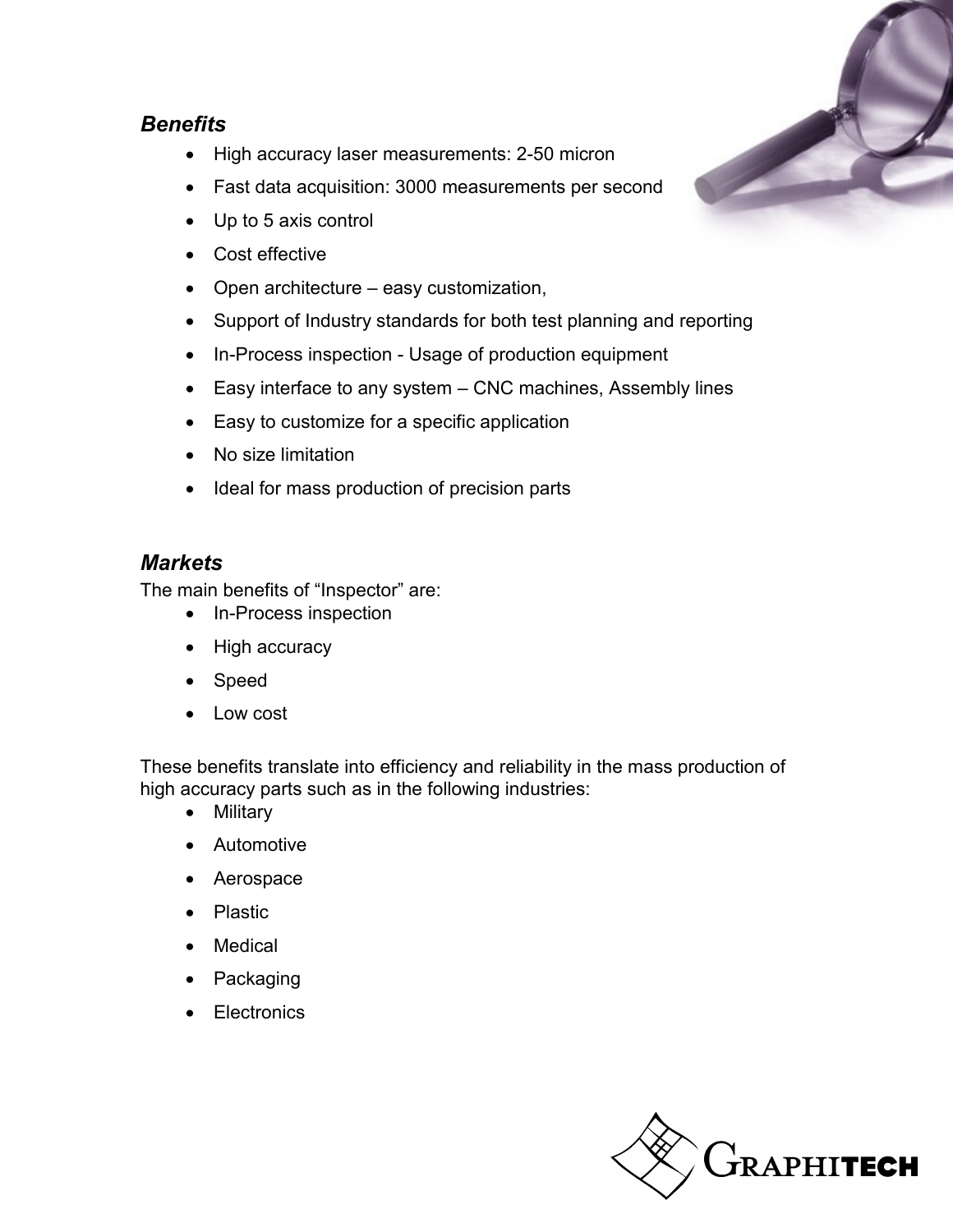### *Benefits*

- High accuracy laser measurements: 2-50 micron
- Fast data acquisition: 3000 measurements per second
- Up to 5 axis control
- Cost effective
- Open architecture – easy customization,
- Support of Industry standards for both test planning and reporting
- In-Process inspection - Usage of production equipment
- Easy interface to any system – CNC machines, Assembly lines
- Easy to customize for a specific application
- No size limitation
- Ideal for mass production of precision parts

### *Markets*

The main benefits of "Inspector" are:

- In-Process inspection
- High accuracy
- Speed
- Low cost

These benefits translate into efficiency and reliability in the mass production of high accuracy parts such as in the following industries:

- Military
- Automotive
- Aerospace
- Plastic
- Medical
- Packaging
- Electronics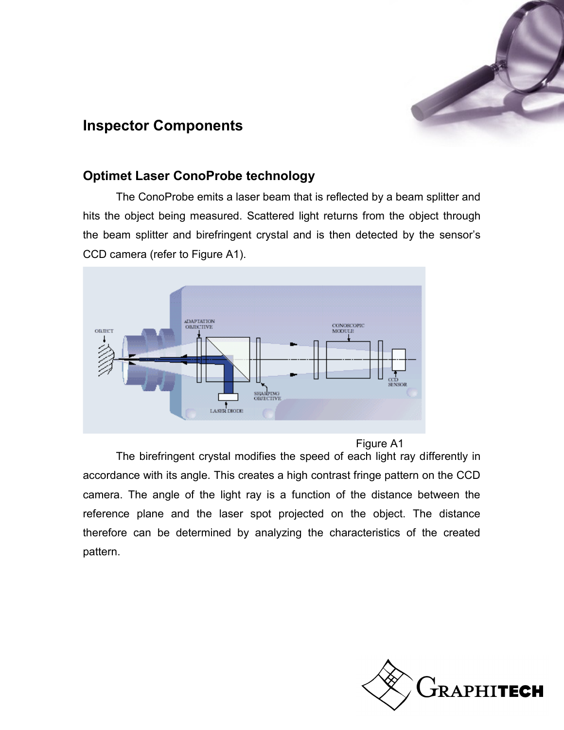## Inspector Components

### Optimet Laser ConoProbe technology

The ConoProbe emits a laser beam that is reflected by a beam splitter and hits the object being measured. Scattered light returns from the object through the beam splitter and birefringent crystal and is then detected by the sensor's CCD camera (refer to Figure A1).

Figure A1

The birefringent crystal modifies the speed of each light ray differently in accordance with its angle. This creates a high contrast fringe pattern on the CCD camera. The angle of the light ray is a function of the distance between the reference plane and the laser spot projected on the object. The distance therefore can be determined by analyzing the characteristics of the created pattern.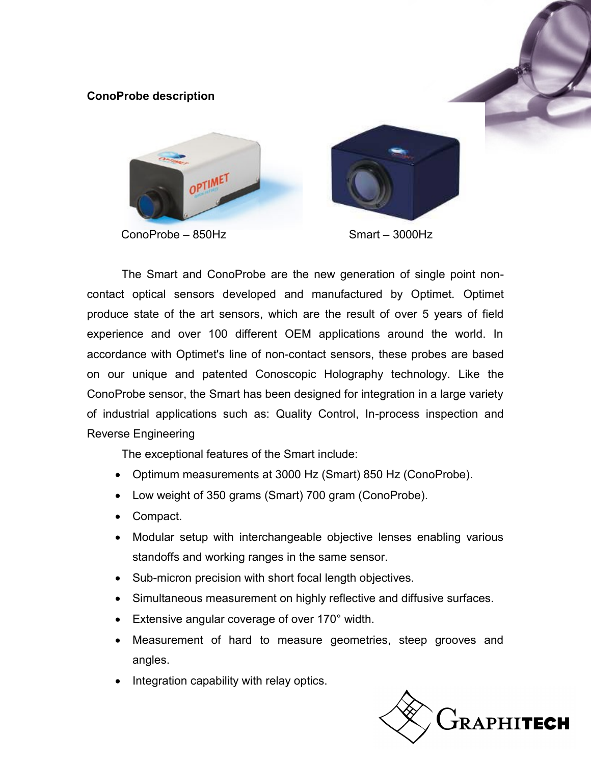**ConoProbe description**

ConoProbe – 850Hz

Smart – 3000Hz

The Smart and ConoProbe are the new generation of single point non-contact optical sensors developed and manufactured by Optimet. Optimet produce state of the art sensors, which are the result of over 5 years of field experience and over 100 different OEM applications around the world. In accordance with Optimet's line of non-contact sensors, these probes are based on our unique and patented Conoscopic Holography technology. Like the ConoProbe sensor, the Smart has been designed for integration in a large variety of industrial applications such as: Quality Control, In-process inspection and Reverse Engineering

The exceptional features of the Smart include:

- Optimum measurements at 3000 Hz (Smart) 850 Hz (ConoProbe).
- Low weight of 350 grams (Smart) 700 gram (ConoProbe).
- Compact.
- Modular setup with interchangeable objective lenses enabling various standoffs and working ranges in the same sensor.
- Sub-micron precision with short focal length objectives.
- Simultaneous measurement on highly reflective and diffusive surfaces.
- Extensive angular coverage of over 170° width.
- Measurement of hard to measure geometries, steep grooves and angles.
- Integration capability with relay optics.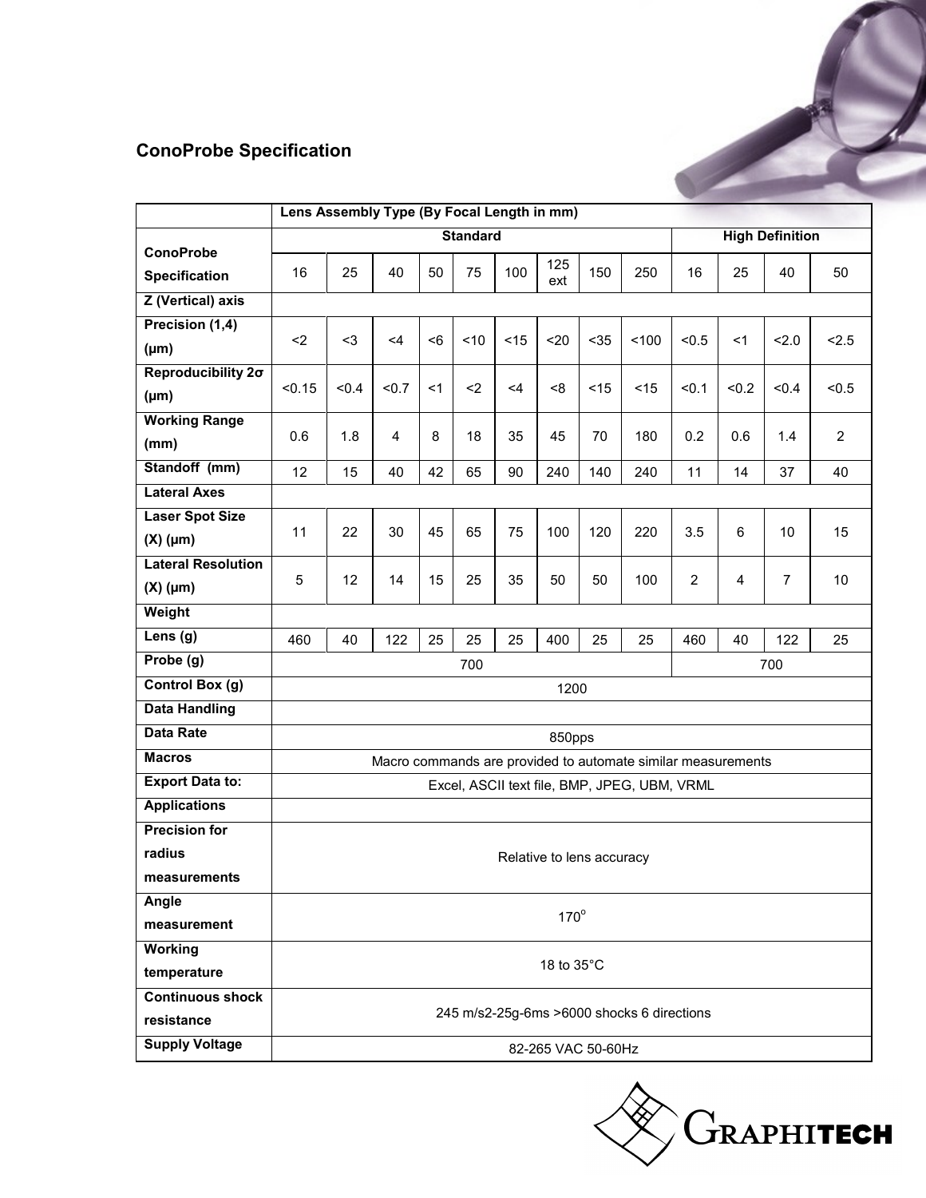## ConoProbe Specification

| | Lens Assembly Type (By Focal Length in mm) | | | | | | | | | | | | |
|---|---|---|---|---|---|---|---|---|---|---|---|---|---|
| **ConoProbe Specification** | Standard | | | | | | | | | High Definition | | | |
| | 16 | 25 | 40 | 50 | 75 | 100 | 125 ext | 150 | 250 | 16 | 25 | 40 | 50 |
| **Z (Vertical) axis** | | | | | | | | | | | | | |
| **Precision (1,4) (µm)** | <2 | <3 | <4 | <6 | <10 | <15 | <20 | <35 | <100 | <0.5 | <1 | <2.0 | <2.5 |
| **Reproducibility 2σ (µm)** | <0.15 | <0.4 | <0.7 | <1 | <2 | <4 | <8 | <15 | <15 | <0.1 | <0.2 | <0.4 | <0.5 |
| **Working Range (mm)** | 0.6 | 1.8 | 4 | 8 | 18 | 35 | 45 | 70 | 180 | 0.2 | 0.6 | 1.4 | 2 |
| **Standoff (mm)** | 12 | 15 | 40 | 42 | 65 | 90 | 240 | 140 | 240 | 11 | 14 | 37 | 40 |
| **Lateral Axes** | | | | | | | | | | | | | |
| **Laser Spot Size (X) (µm)** | 11 | 22 | 30 | 45 | 65 | 75 | 100 | 120 | 220 | 3.5 | 6 | 10 | 15 |
| **Lateral Resolution (X) (µm)** | 5 | 12 | 14 | 15 | 25 | 35 | 50 | 50 | 100 | 2 | 4 | 7 | 10 |
| **Weight** | | | | | | | | | | | | | |
| **Lens (g)** | 460 | 40 | 122 | 25 | 25 | 25 | 400 | 25 | 25 | 460 | 40 | 122 | 25 |
| **Probe (g)** | 700 | | | | | | | | | 700 | | | |
| **Control Box (g)** | 1200 | | | | | | | | | | | | |
| **Data Handling** | | | | | | | | | | | | | |
| **Data Rate** | 850pps | | | | | | | | | | | | |
| **Macros** | Macro commands are provided to automate similar measurements | | | | | | | | | | | | |
| **Export Data to:** | Excel, ASCII text file, BMP, JPEG, UBM, VRML | | | | | | | | | | | | |
| **Applications** | | | | | | | | | | | | | |
| **Precision for radius measurements** | Relative to lens accuracy | | | | | | | | | | | | |
| **Angle measurement** | 170° | | | | | | | | | | | | |
| **Working temperature** | 18 to 35°C | | | | | | | | | | | | |
| **Continuous shock resistance** | 245 m/s2-25g-6ms >6000 shocks 6 directions | | | | | | | | | | | | |
| **Supply Voltage** | 82-265 VAC 50-60Hz | | | | | | | | | | | | |

GRAPHITECH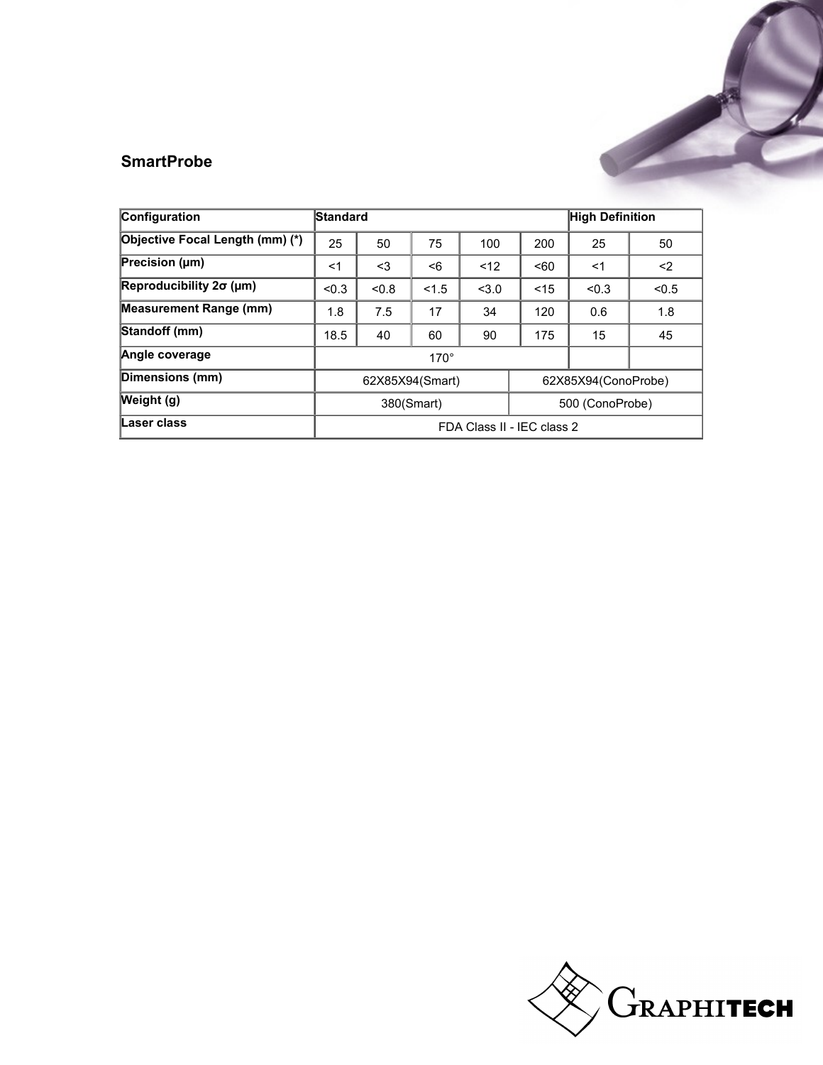## SmartProbe

| Configuration | Standard | | | | | High Definition | |
|---|---|---|---|---|---|---|---|
| Objective Focal Length (mm) (*) | 25 | 50 | 75 | 100 | 200 | 25 | 50 |
| Precision (µm) | <1 | <3 | <6 | <12 | <60 | <1 | <2 |
| Reproducibility 2σ (µm) | <0.3 | <0.8 | <1.5 | <3.0 | <15 | <0.3 | <0.5 |
| Measurement Range (mm) | 1.8 | 7.5 | 17 | 34 | 120 | 0.6 | 1.8 |
| Standoff (mm) | 18.5 | 40 | 60 | 90 | 175 | 15 | 45 |
| Angle coverage | 170° | | | | | | |
| Dimensions (mm) | 62X85X94(Smart) | | | 62X85X94(ConoProbe) | | | |
| Weight (g) | 380(Smart) | | | 500 (ConoProbe) | | | |
| Laser class | FDA Class II - IEC class 2 | | | | | | |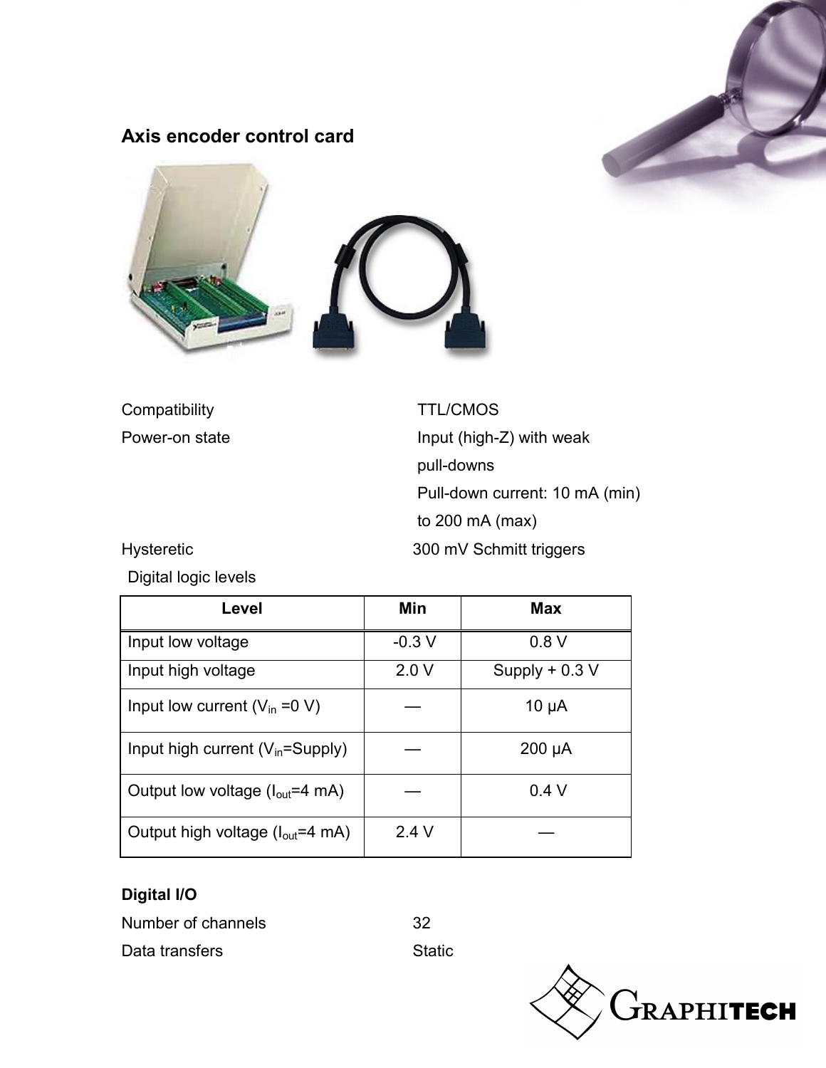## Axis encoder control card

Compatibility TTL/CMOS

Power-on state Input (high-Z) with weak pull-downs

Pull-down current: 10 mA (min) to 200 mA (max)

Hysteretic 300 mV Schmitt triggers

Digital logic levels

| Level | Min | Max |
|---|---|---|
| Input low voltage | -0.3 V | 0.8 V |
| Input high voltage | 2.0 V | Supply + 0.3 V |
| Input low current ($V_{in}$ =0 V) | — | 10 μA |
| Input high current ($V_{in}$=Supply) | — | 200 μA |
| Output low voltage ($I_{out}$=4 mA) | — | 0.4 V |
| Output high voltage ($I_{out}$=4 mA) | 2.4 V | — |

**Digital I/O**

Number of channels 32

Data transfers Static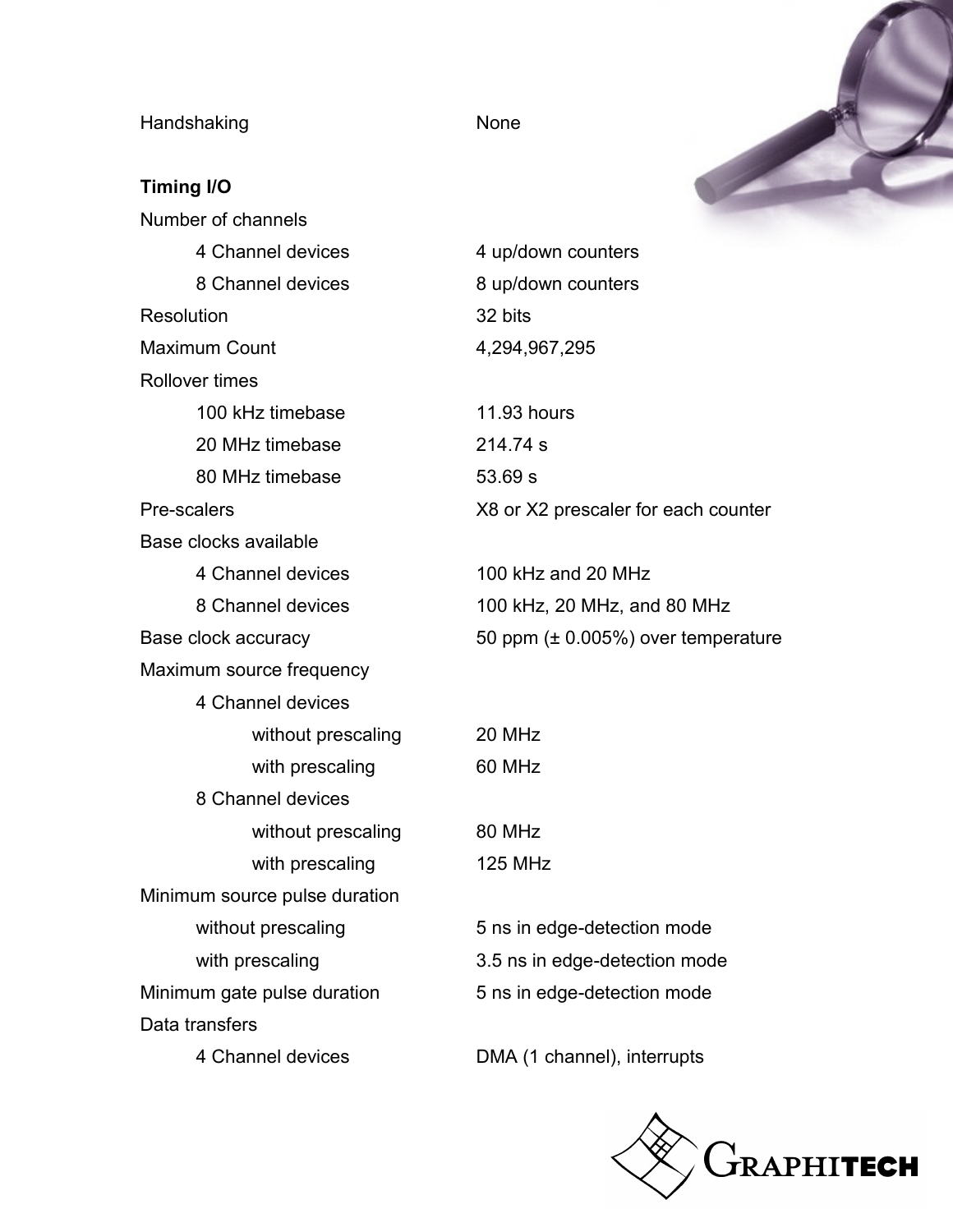Handshaking None

**Timing I/O**

| | |
|---|---|
| Number of channels | |
| 4 Channel devices | 4 up/down counters |
| 8 Channel devices | 8 up/down counters |
| Resolution | 32 bits |
| Maximum Count | 4,294,967,295 |
| Rollover times | |
| 100 kHz timebase | 11.93 hours |
| 20 MHz timebase | 214.74 s |
| 80 MHz timebase | 53.69 s |
| Pre-scalers | X8 or X2 prescaler for each counter |
| Base clocks available | |
| 4 Channel devices | 100 kHz and 20 MHz |
| 8 Channel devices | 100 kHz, 20 MHz, and 80 MHz |
| Base clock accuracy | 50 ppm (± 0.005%) over temperature |
| Maximum source frequency | |
| 4 Channel devices | |
| without prescaling | 20 MHz |
| with prescaling | 60 MHz |
| 8 Channel devices | |
| without prescaling | 80 MHz |
| with prescaling | 125 MHz |
| Minimum source pulse duration | |
| without prescaling | 5 ns in edge-detection mode |
| with prescaling | 3.5 ns in edge-detection mode |
| Minimum gate pulse duration | 5 ns in edge-detection mode |
| Data transfers | |
| 4 Channel devices | DMA (1 channel), interrupts |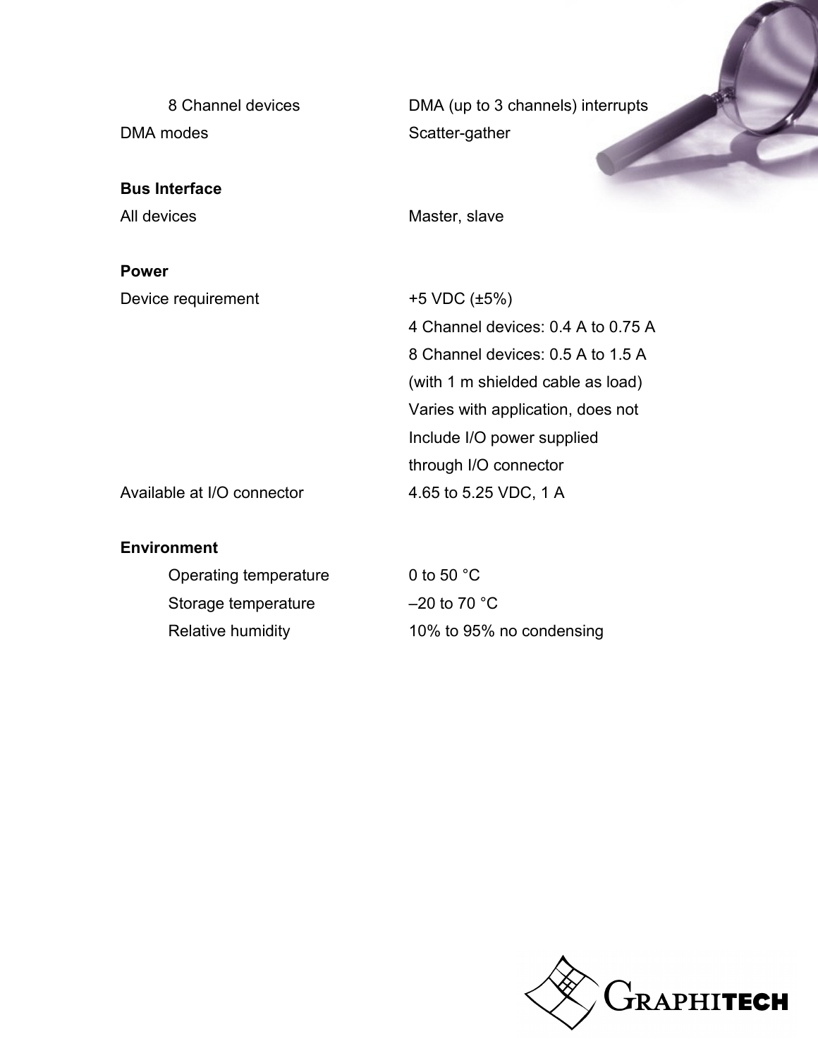| | |
|---|---|
| 8 Channel devices | DMA (up to 3 channels) interrupts |
| DMA modes | Scatter-gather |

**Bus Interface**

| | |
|---|---|
| All devices | Master, slave |

**Power**

| | |
|---|---|
| Device requirement | +5 VDC (±5%)<br>4 Channel devices: 0.4 A to 0.75 A<br>8 Channel devices: 0.5 A to 1.5 A<br>(with 1 m shielded cable as load)<br>Varies with application, does not<br>Include I/O power supplied<br>through I/O connector |
| Available at I/O connector | 4.65 to 5.25 VDC, 1 A |

**Environment**

| | |
|---|---|
| Operating temperature | 0 to 50 °C |
| Storage temperature | –20 to 70 °C |
| Relative humidity | 10% to 95% no condensing |

GRAPHITECH